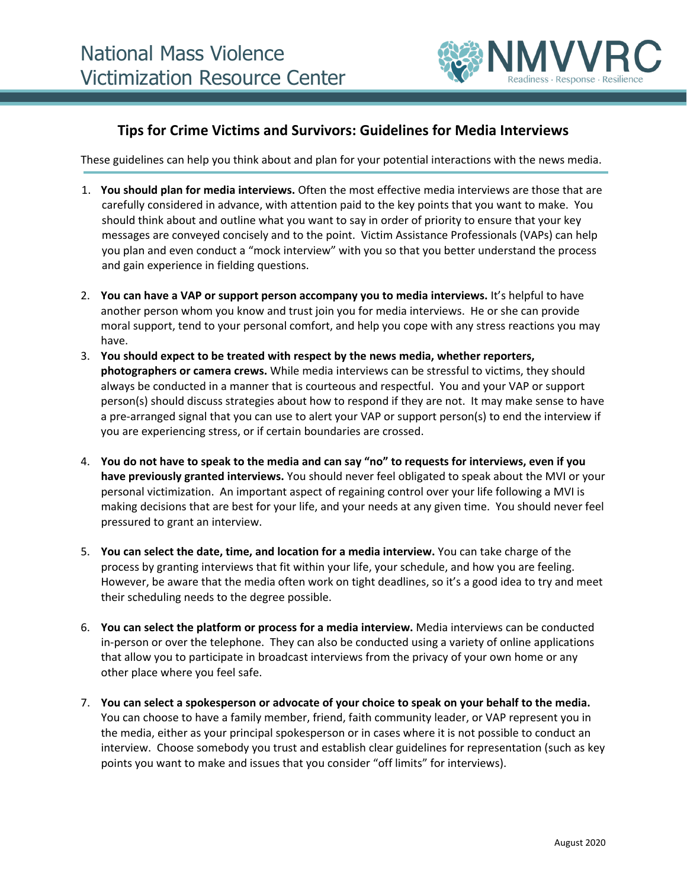National Mass Violence Victimization Resource Center

NMVVRC

Readiness · Response · Resilience

## Tips for Crime Victims and Survivors: Guidelines for Media Interviews

These guidelines can help you think about and plan for your potential interactions with the news media.

1. **You should plan for media interviews.** Often the most effective media interviews are those that are carefully considered in advance, with attention paid to the key points that you want to make. You should think about and outline what you want to say in order of priority to ensure that your key messages are conveyed concisely and to the point. Victim Assistance Professionals (VAPs) can help you plan and even conduct a "mock interview" with you so that you better understand the process and gain experience in fielding questions.

2. **You can have a VAP or support person accompany you to media interviews.** It's helpful to have another person whom you know and trust join you for media interviews. He or she can provide moral support, tend to your personal comfort, and help you cope with any stress reactions you may have.

3. **You should expect to be treated with respect by the news media, whether reporters, photographers or camera crews.** While media interviews can be stressful to victims, they should always be conducted in a manner that is courteous and respectful. You and your VAP or support person(s) should discuss strategies about how to respond if they are not. It may make sense to have a pre-arranged signal that you can use to alert your VAP or support person(s) to end the interview if you are experiencing stress, or if certain boundaries are crossed.

4. **You do not have to speak to the media and can say "no" to requests for interviews, even if you have previously granted interviews.** You should never feel obligated to speak about the MVI or your personal victimization. An important aspect of regaining control over your life following a MVI is making decisions that are best for your life, and your needs at any given time. You should never feel pressured to grant an interview.

5. **You can select the date, time, and location for a media interview.** You can take charge of the process by granting interviews that fit within your life, your schedule, and how you are feeling. However, be aware that the media often work on tight deadlines, so it's a good idea to try and meet their scheduling needs to the degree possible.

6. **You can select the platform or process for a media interview.** Media interviews can be conducted in-person or over the telephone. They can also be conducted using a variety of online applications that allow you to participate in broadcast interviews from the privacy of your own home or any other place where you feel safe.

7. **You can select a spokesperson or advocate of your choice to speak on your behalf to the media.** You can choose to have a family member, friend, faith community leader, or VAP represent you in the media, either as your principal spokesperson or in cases where it is not possible to conduct an interview. Choose somebody you trust and establish clear guidelines for representation (such as key points you want to make and issues that you consider "off limits" for interviews).

August 2020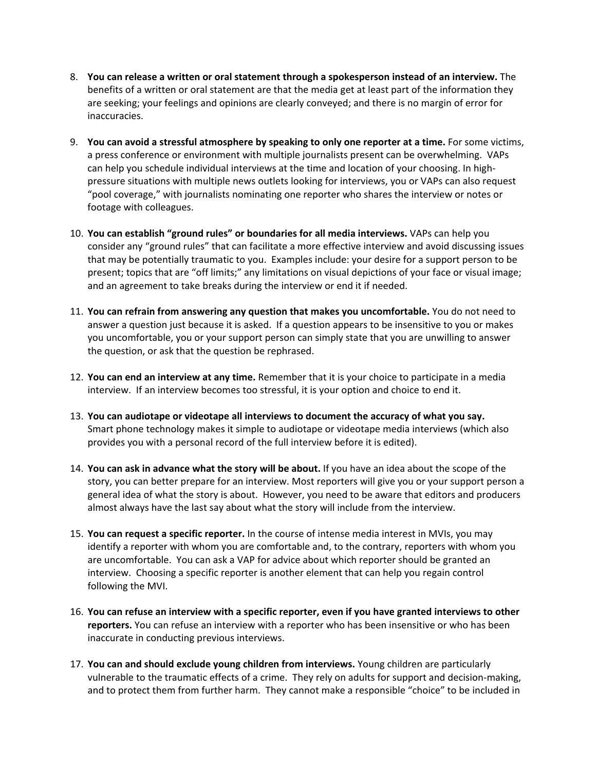8. **You can release a written or oral statement through a spokesperson instead of an interview.** The benefits of a written or oral statement are that the media get at least part of the information they are seeking; your feelings and opinions are clearly conveyed; and there is no margin of error for inaccuracies.

9. **You can avoid a stressful atmosphere by speaking to only one reporter at a time.** For some victims, a press conference or environment with multiple journalists present can be overwhelming. VAPs can help you schedule individual interviews at the time and location of your choosing. In high-pressure situations with multiple news outlets looking for interviews, you or VAPs can also request "pool coverage," with journalists nominating one reporter who shares the interview or notes or footage with colleagues.

10. **You can establish "ground rules" or boundaries for all media interviews.** VAPs can help you consider any "ground rules" that can facilitate a more effective interview and avoid discussing issues that may be potentially traumatic to you. Examples include: your desire for a support person to be present; topics that are "off limits;" any limitations on visual depictions of your face or visual image; and an agreement to take breaks during the interview or end it if needed.

11. **You can refrain from answering any question that makes you uncomfortable.** You do not need to answer a question just because it is asked. If a question appears to be insensitive to you or makes you uncomfortable, you or your support person can simply state that you are unwilling to answer the question, or ask that the question be rephrased.

12. **You can end an interview at any time.** Remember that it is your choice to participate in a media interview. If an interview becomes too stressful, it is your option and choice to end it.

13. **You can audiotape or videotape all interviews to document the accuracy of what you say.** Smart phone technology makes it simple to audiotape or videotape media interviews (which also provides you with a personal record of the full interview before it is edited).

14. **You can ask in advance what the story will be about.** If you have an idea about the scope of the story, you can better prepare for an interview. Most reporters will give you or your support person a general idea of what the story is about. However, you need to be aware that editors and producers almost always have the last say about what the story will include from the interview.

15. **You can request a specific reporter.** In the course of intense media interest in MVIs, you may identify a reporter with whom you are comfortable and, to the contrary, reporters with whom you are uncomfortable. You can ask a VAP for advice about which reporter should be granted an interview. Choosing a specific reporter is another element that can help you regain control following the MVI.

16. **You can refuse an interview with a specific reporter, even if you have granted interviews to other reporters.** You can refuse an interview with a reporter who has been insensitive or who has been inaccurate in conducting previous interviews.

17. **You can and should exclude young children from interviews.** Young children are particularly vulnerable to the traumatic effects of a crime. They rely on adults for support and decision-making, and to protect them from further harm. They cannot make a responsible "choice" to be included in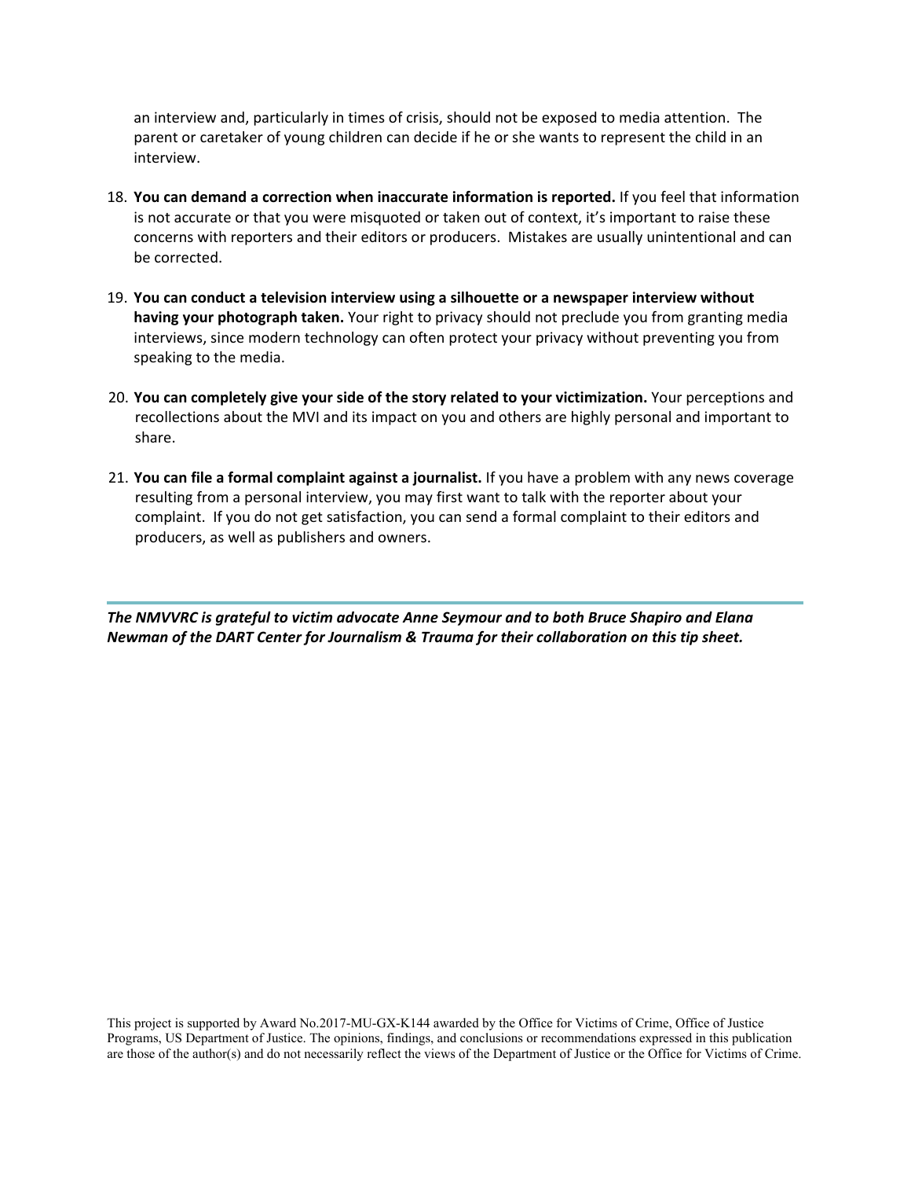an interview and, particularly in times of crisis, should not be exposed to media attention. The parent or caretaker of young children can decide if he or she wants to represent the child in an interview.

18. **You can demand a correction when inaccurate information is reported.** If you feel that information is not accurate or that you were misquoted or taken out of context, it's important to raise these concerns with reporters and their editors or producers. Mistakes are usually unintentional and can be corrected.

19. **You can conduct a television interview using a silhouette or a newspaper interview without having your photograph taken.** Your right to privacy should not preclude you from granting media interviews, since modern technology can often protect your privacy without preventing you from speaking to the media.

20. **You can completely give your side of the story related to your victimization.** Your perceptions and recollections about the MVI and its impact on you and others are highly personal and important to share.

21. **You can file a formal complaint against a journalist.** If you have a problem with any news coverage resulting from a personal interview, you may first want to talk with the reporter about your complaint. If you do not get satisfaction, you can send a formal complaint to their editors and producers, as well as publishers and owners.

---

***The NMVVRC is grateful to victim advocate Anne Seymour and to both Bruce Shapiro and Elana Newman of the DART Center for Journalism & Trauma for their collaboration on this tip sheet.***

This project is supported by Award No.2017-MU-GX-K144 awarded by the Office for Victims of Crime, Office of Justice Programs, US Department of Justice. The opinions, findings, and conclusions or recommendations expressed in this publication are those of the author(s) and do not necessarily reflect the views of the Department of Justice or the Office for Victims of Crime.